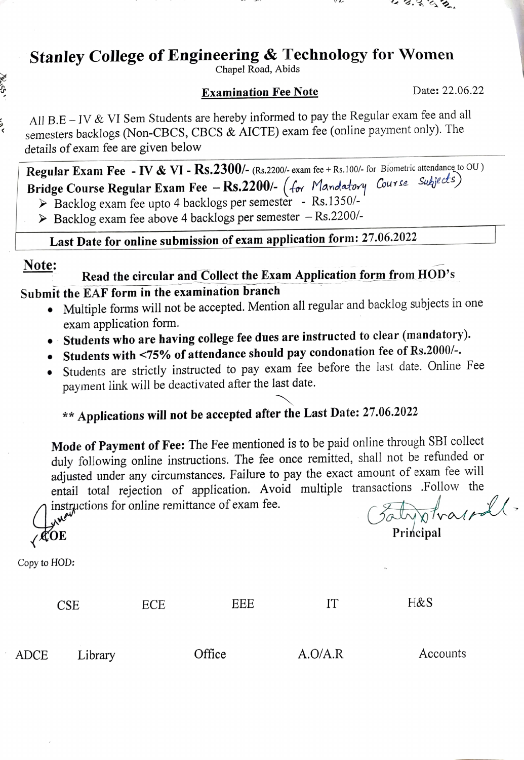# Stanley College of Engineering & Technology for Women

Chapel Road, Abids

**Examination Fee Note** Date: 22.06.22

All B.E – IV & VI Sem Students are hereby informed to pay the Regular exam fee and all semesters backlogs (Non-CBCS, CBCS & AICTE) exam fee (online payment only). The details of exam fee are given below

**Regular Exam Fee - IV & VI - Rs.2300/-** (Rs.2200/- exam fee + Rs.100/- for Biometric attendance to OU)

**Bridge Course Regular Exam Fee – Rs.2200/-** (for Mandatory Course Subjects)

- Backlog exam fee upto 4 backlogs per semester - Rs.1350/-
- Backlog exam fee above 4 backlogs per semester – Rs.2200/-

**Last Date for online submission of exam application form: 27.06.2022**

**Note:**

**Read the circular and Collect the Exam Application form from HOD's**

**Submit the EAF form in the examination branch**

- Multiple forms will not be accepted. Mention all regular and backlog subjects in one exam application form.
- **Students who are having college fee dues are instructed to clear (mandatory).**
- **Students with <75% of attendance should pay condonation fee of Rs.2000/-.**
- Students are strictly instructed to pay exam fee before the last date. Online Fee payment link will be deactivated after the last date.

**\*\* Applications will not be accepted after the Last Date: 27.06.2022**

**Mode of Payment of Fee:** The Fee mentioned is to be paid online through SBI collect duly following online instructions. The fee once remitted, shall not be refunded or adjusted under any circumstances. Failure to pay the exact amount of exam fee will entail total rejection of application. Avoid multiple transactions .Follow the instructions for online remittance of exam fee.

COE

Principal

Copy to HOD:

CSE ECE EEE IT H&S

ADCE Library Office A.O/A.R Accounts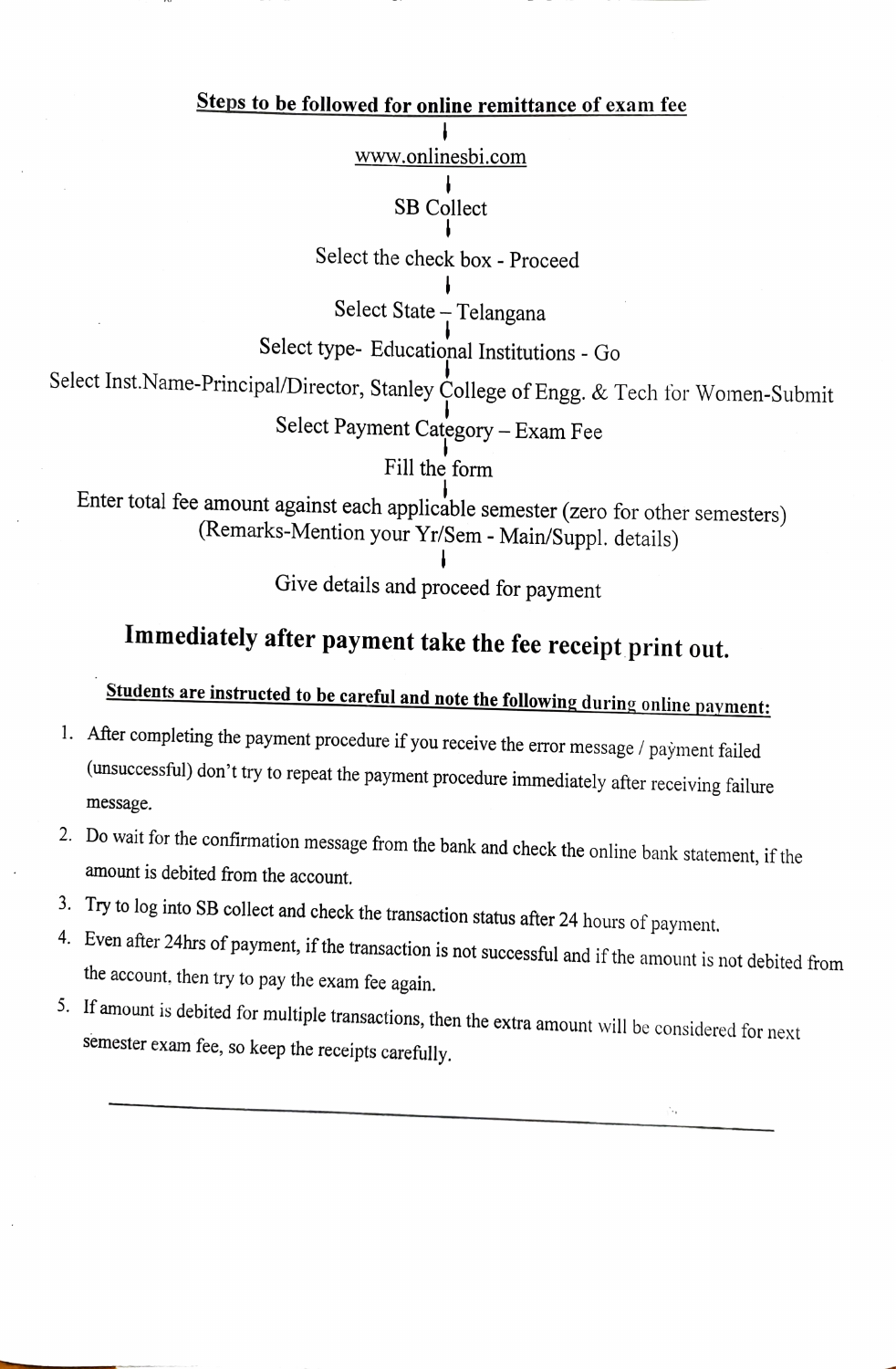**<u>Steps to be followed for online remittance of exam fee</u>**

↓

www.onlinesbi.com

↓

SB Collect

↓

Select the check box - Proceed

↓

Select State – Telangana

↓

Select type- Educational Institutions - Go

↓

Select Inst.Name-Principal/Director, Stanley College of Engg. & Tech for Women-Submit

↓

Select Payment Category – Exam Fee

↓

Fill the form

↓

Enter total fee amount against each applicable semester (zero for other semesters)
(Remarks-Mention your Yr/Sem - Main/Suppl. details)

↓

Give details and proceed for payment

## Immediately after payment take the fee receipt print out.

**<u>Students are instructed to be careful and note the following during online payment:</u>**

1. After completing the payment procedure if you receive the error message / payment failed (unsuccessful) don't try to repeat the payment procedure immediately after receiving failure message.
2. Do wait for the confirmation message from the bank and check the online bank statement, if the amount is debited from the account.
3. Try to log into SB collect and check the transaction status after 24 hours of payment.
4. Even after 24hrs of payment, if the transaction is not successful and if the amount is not debited from the account, then try to pay the exam fee again.
5. If amount is debited for multiple transactions, then the extra amount will be considered for next semester exam fee, so keep the receipts carefully.

---